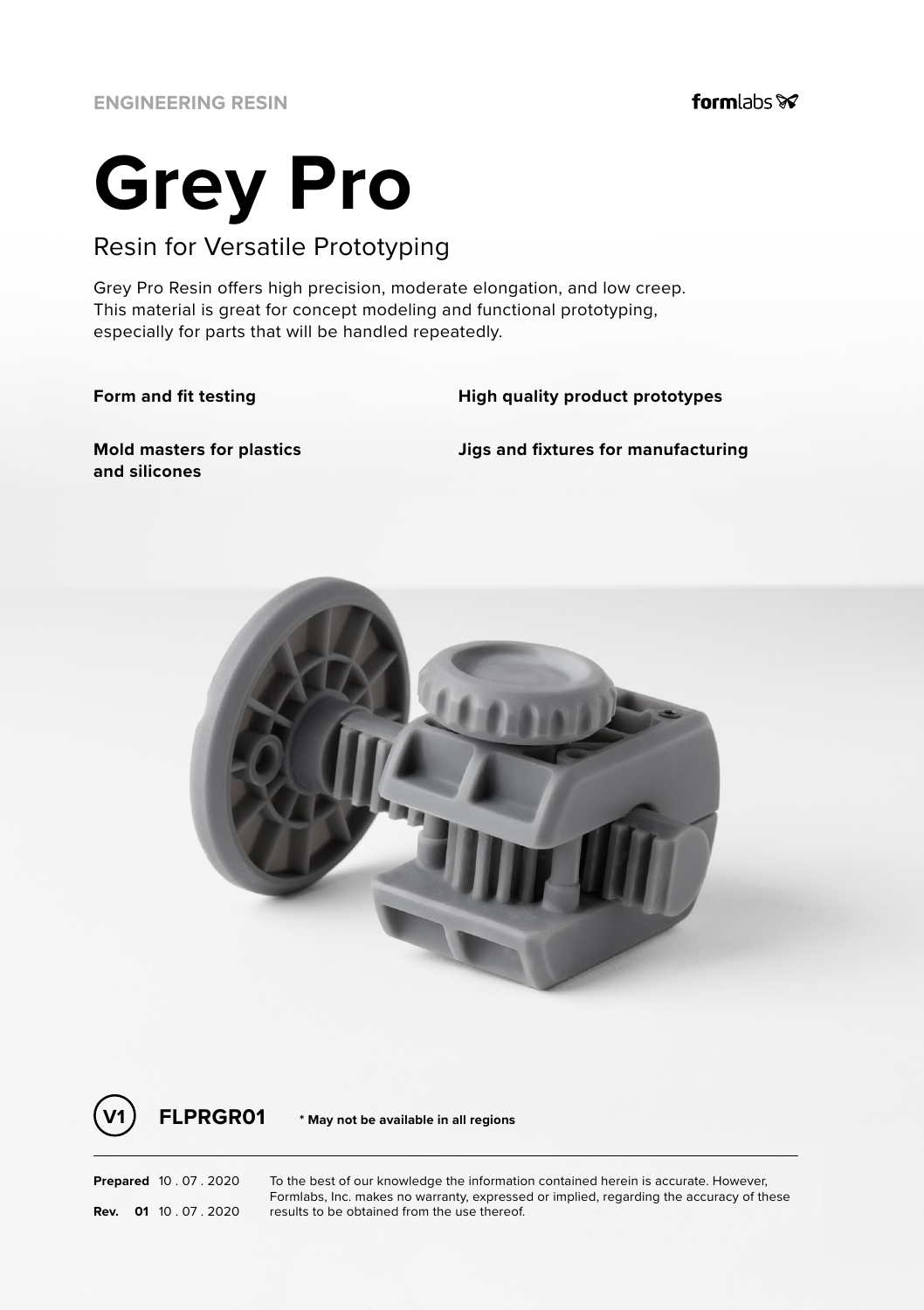ENGINEERING RESIN

formlabs

# Grey Pro

## Resin for Versatile Prototyping

Grey Pro Resin offers high precision, moderate elongation, and low creep. This material is great for concept modeling and functional prototyping, especially for parts that will be handled repeatedly.

**Form and fit testing**

**High quality product prototypes**

**Mold masters for plastics and silicones**

**Jigs and fixtures for manufacturing**

V1 **FLPRGR01** **\* May not be available in all regions**

**Prepared** 10 . 07 . 2020

**Rev. 01** 10 . 07 . 2020

To the best of our knowledge the information contained herein is accurate. However, Formlabs, Inc. makes no warranty, expressed or implied, regarding the accuracy of these results to be obtained from the use thereof.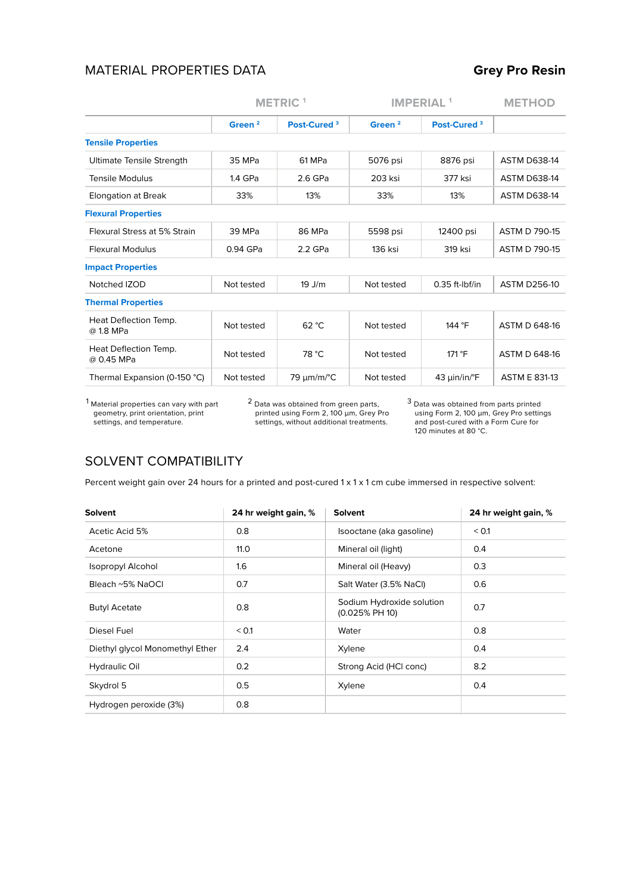## MATERIAL PROPERTIES DATA

**Grey Pro Resin**

| | METRIC [1] | | IMPERIAL [1] | | METHOD |
|---|---|---|---|---|---|
| | Green [2] | Post-Cured [3] | Green [2] | Post-Cured [3] | |
| **Tensile Properties** | | | | | |
| Ultimate Tensile Strength | 35 MPa | 61 MPa | 5076 psi | 8876 psi | ASTM D638-14 |
| Tensile Modulus | 1.4 GPa | 2.6 GPa | 203 ksi | 377 ksi | ASTM D638-14 |
| Elongation at Break | 33% | 13% | 33% | 13% | ASTM D638-14 |
| **Flexural Properties** | | | | | |
| Flexural Stress at 5% Strain | 39 MPa | 86 MPa | 5598 psi | 12400 psi | ASTM D 790-15 |
| Flexural Modulus | 0.94 GPa | 2.2 GPa | 136 ksi | 319 ksi | ASTM D 790-15 |
| **Impact Properties** | | | | | |
| Notched IZOD | Not tested | 19 J/m | Not tested | 0.35 ft-lbf/in | ASTM D256-10 |
| **Thermal Properties** | | | | | |
| Heat Deflection Temp. @ 1.8 MPa | Not tested | 62 °C | Not tested | 144 °F | ASTM D 648-16 |
| Heat Deflection Temp. @ 0.45 MPa | Not tested | 78 °C | Not tested | 171 °F | ASTM D 648-16 |
| Thermal Expansion (0-150 °C) | Not tested | 79 μm/m/°C | Not tested | 43 μin/in/°F | ASTM E 831-13 |

[1] Material properties can vary with part geometry, print orientation, print settings, and temperature.

[2] Data was obtained from green parts, printed using Form 2, 100 μm, Grey Pro settings, without additional treatments.

[3] Data was obtained from parts printed using Form 2, 100 μm, Grey Pro settings and post-cured with a Form Cure for 120 minutes at 80 °C.

## SOLVENT COMPATIBILITY

Percent weight gain over 24 hours for a printed and post-cured 1 x 1 x 1 cm cube immersed in respective solvent:

| Solvent | 24 hr weight gain, % | Solvent | 24 hr weight gain, % |
|---|---|---|---|
| Acetic Acid 5% | 0.8 | Isooctane (aka gasoline) | < 0.1 |
| Acetone | 11.0 | Mineral oil (light) | 0.4 |
| Isopropyl Alcohol | 1.6 | Mineral oil (Heavy) | 0.3 |
| Bleach ~5% NaOCl | 0.7 | Salt Water (3.5% NaCl) | 0.6 |
| Butyl Acetate | 0.8 | Sodium Hydroxide solution (0.025% PH 10) | 0.7 |
| Diesel Fuel | < 0.1 | Water | 0.8 |
| Diethyl glycol Monomethyl Ether | 2.4 | Xylene | 0.4 |
| Hydraulic Oil | 0.2 | Strong Acid (HCl conc) | 8.2 |
| Skydrol 5 | 0.5 | Xylene | 0.4 |
| Hydrogen peroxide (3%) | 0.8 | | |